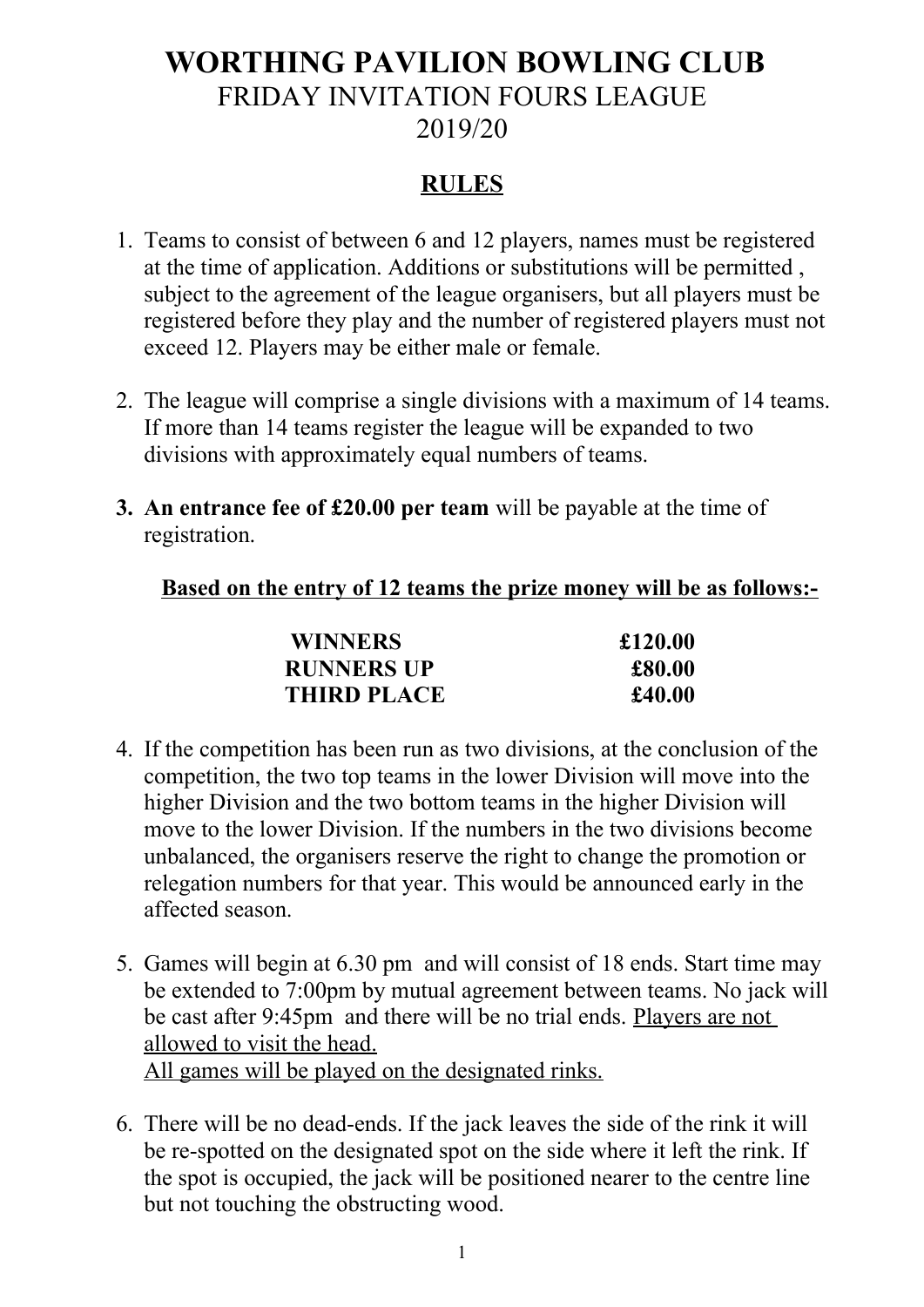# WORTHING PAVILION BOWLING CLUB

## FRIDAY INVITATION FOURS LEAGUE

## 2019/20

### <u>RULES</u>

1. Teams to consist of between 6 and 12 players, names must be registered at the time of application. Additions or substitutions will be permitted , subject to the agreement of the league organisers, but all players must be registered before they play and the number of registered players must not exceed 12. Players may be either male or female.

2. The league will comprise a single divisions with a maximum of 14 teams. If more than 14 teams register the league will be expanded to two divisions with approximately equal numbers of teams.

3. **An entrance fee of £20.00 per team** will be payable at the time of registration.

   **<u>Based on the entry of 12 teams the prize money will be as follows:-</u>**

   | | |
   |---|---|
   | **WINNERS** | **£120.00** |
   | **RUNNERS UP** | **£80.00** |
   | **THIRD PLACE** | **£40.00** |

4. If the competition has been run as two divisions, at the conclusion of the competition, the two top teams in the lower Division will move into the higher Division and the two bottom teams in the higher Division will move to the lower Division. If the numbers in the two divisions become unbalanced, the organisers reserve the right to change the promotion or relegation numbers for that year. This would be announced early in the affected season.

5. Games will begin at 6.30 pm and will consist of 18 ends. Start time may be extended to 7:00pm by mutual agreement between teams. No jack will be cast after 9:45pm and there will be no trial ends. <u>Players are not allowed to visit the head.</u>
   <u>All games will be played on the designated rinks.</u>

6. There will be no dead-ends. If the jack leaves the side of the rink it will be re-spotted on the designated spot on the side where it left the rink. If the spot is occupied, the jack will be positioned nearer to the centre line but not touching the obstructing wood.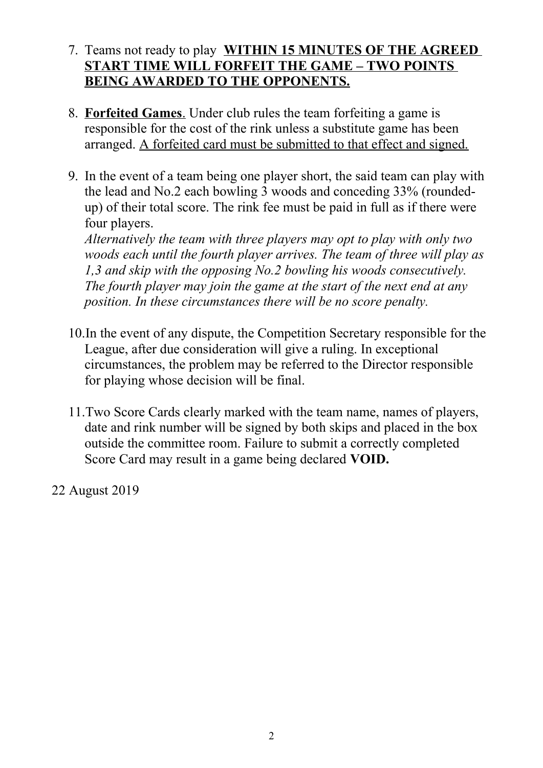7. Teams not ready to play **<u>WITHIN 15 MINUTES OF THE AGREED START TIME WILL FORFEIT THE GAME – TWO POINTS BEING AWARDED TO THE OPPONENTS.</u>**

8. **<u>Forfeited Games</u>**. Under club rules the team forfeiting a game is responsible for the cost of the rink unless a substitute game has been arranged. <u>A forfeited card must be submitted to that effect and signed.</u>

9. In the event of a team being one player short, the said team can play with the lead and No.2 each bowling 3 woods and conceding 33% (rounded-up) of their total score. The rink fee must be paid in full as if there were four players.
   *Alternatively the team with three players may opt to play with only two woods each until the fourth player arrives. The team of three will play as 1,3 and skip with the opposing No.2 bowling his woods consecutively. The fourth player may join the game at the start of the next end at any position. In these circumstances there will be no score penalty.*

10. In the event of any dispute, the Competition Secretary responsible for the League, after due consideration will give a ruling. In exceptional circumstances, the problem may be referred to the Director responsible for playing whose decision will be final.

11. Two Score Cards clearly marked with the team name, names of players, date and rink number will be signed by both skips and placed in the box outside the committee room. Failure to submit a correctly completed Score Card may result in a game being declared **VOID.**

22 August 2019